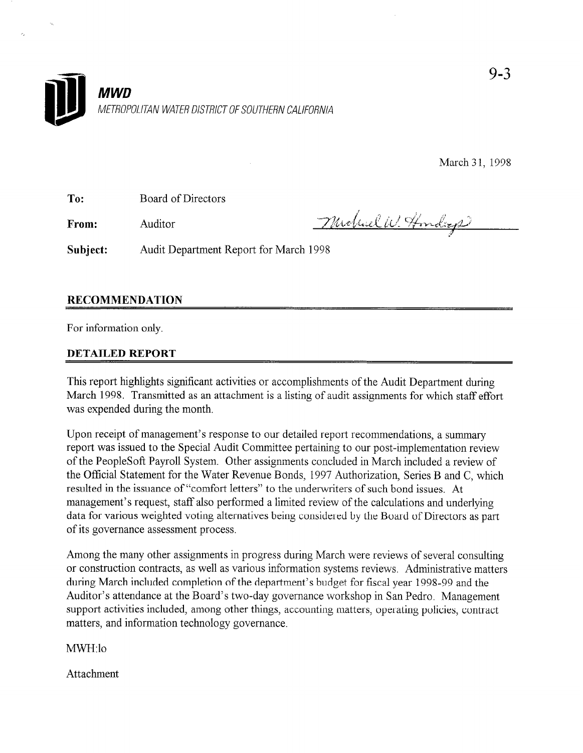**MWD**

*METROPOLITAN WATER DISTRICT OF SOUTHERN CALIFORNIA*

9-3

March 31, 1998

**To:** Board of Directors

**From:** Auditor

**Subject:** Audit Department Report for March 1998

## RECOMMENDATION

For information only.

## DETAILED REPORT

This report highlights significant activities or accomplishments of the Audit Department during March 1998. Transmitted as an attachment is a listing of audit assignments for which staff effort was expended during the month.

Upon receipt of management's response to our detailed report recommendations, a summary report was issued to the Special Audit Committee pertaining to our post-implementation review of the PeopleSoft Payroll System. Other assignments concluded in March included a review of the Official Statement for the Water Revenue Bonds, 1997 Authorization, Series B and C, which resulted in the issuance of "comfort letters" to the underwriters of such bond issues. At management's request, staff also performed a limited review of the calculations and underlying data for various weighted voting alternatives being considered by the Board of Directors as part of its governance assessment process.

Among the many other assignments in progress during March were reviews of several consulting or construction contracts, as well as various information systems reviews. Administrative matters during March included completion of the department's budget for fiscal year 1998-99 and the Auditor's attendance at the Board's two-day governance workshop in San Pedro. Management support activities included, among other things, accounting matters, operating policies, contract matters, and information technology governance.

MWH:lo

Attachment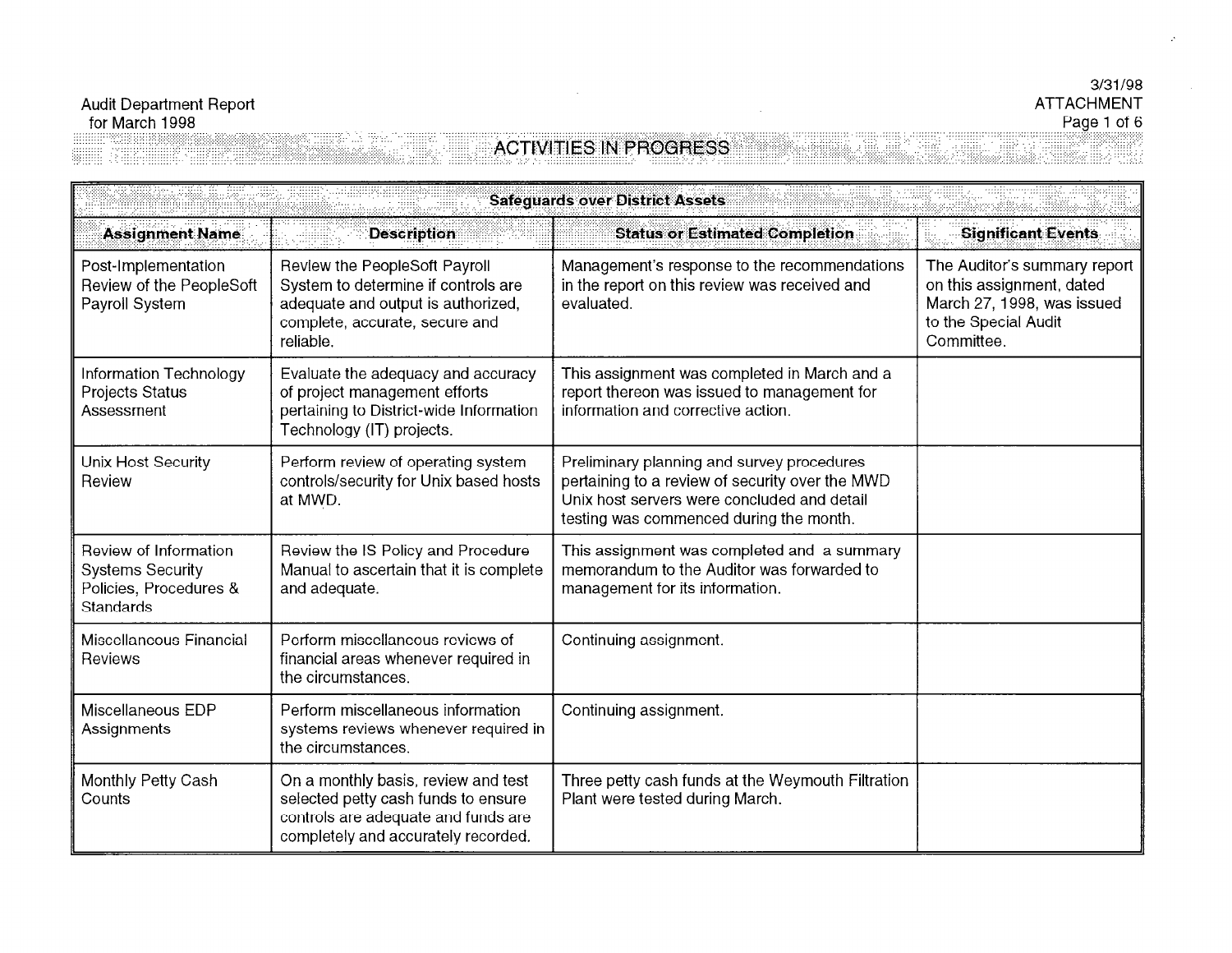Audit Department Report for March 1998

3/31/98
ATTACHMENT

## ACTIVITIES IN PROGRESS

| Safeguards over District Assets | | | |
|---|---|---|---|
| **Assignment Name** | **Description** | **Status or Estimated Completion** | **Significant Events** |
| Post-Implementation Review of the PeopleSoft Payroll System | Review the PeopleSoft Payroll System to determine if controls are adequate and output is authorized, complete, accurate, secure and reliable. | Management's response to the recommendations in the report on this review was received and evaluated. | The Auditor's summary report on this assignment, dated March 27, 1998, was issued to the Special Audit Committee. |
| Information Technology Projects Status Assessment | Evaluate the adequacy and accuracy of project management efforts pertaining to District-wide Information Technology (IT) projects. | This assignment was completed in March and a report thereon was issued to management for information and corrective action. | |
| Unix Host Security Review | Perform review of operating system controls/security for Unix based hosts at MWD. | Preliminary planning and survey procedures pertaining to a review of security over the MWD Unix host servers were concluded and detail testing was commenced during the month. | |
| Review of Information Systems Security Policies, Procedures & Standards | Review the IS Policy and Procedure Manual to ascertain that it is complete and adequate. | This assignment was completed and a summary memorandum to the Auditor was forwarded to management for its information. | |
| Miscellaneous Financial Reviews | Perform miscellaneous reviews of financial areas whenever required in the circumstances. | Continuing assignment. | |
| Miscellaneous EDP Assignments | Perform miscellaneous information systems reviews whenever required in the circumstances. | Continuing assignment. | |
| Monthly Petty Cash Counts | On a monthly basis, review and test selected petty cash funds to ensure controls are adequate and funds are completely and accurately recorded. | Three petty cash funds at the Weymouth Filtration Plant were tested during March. | |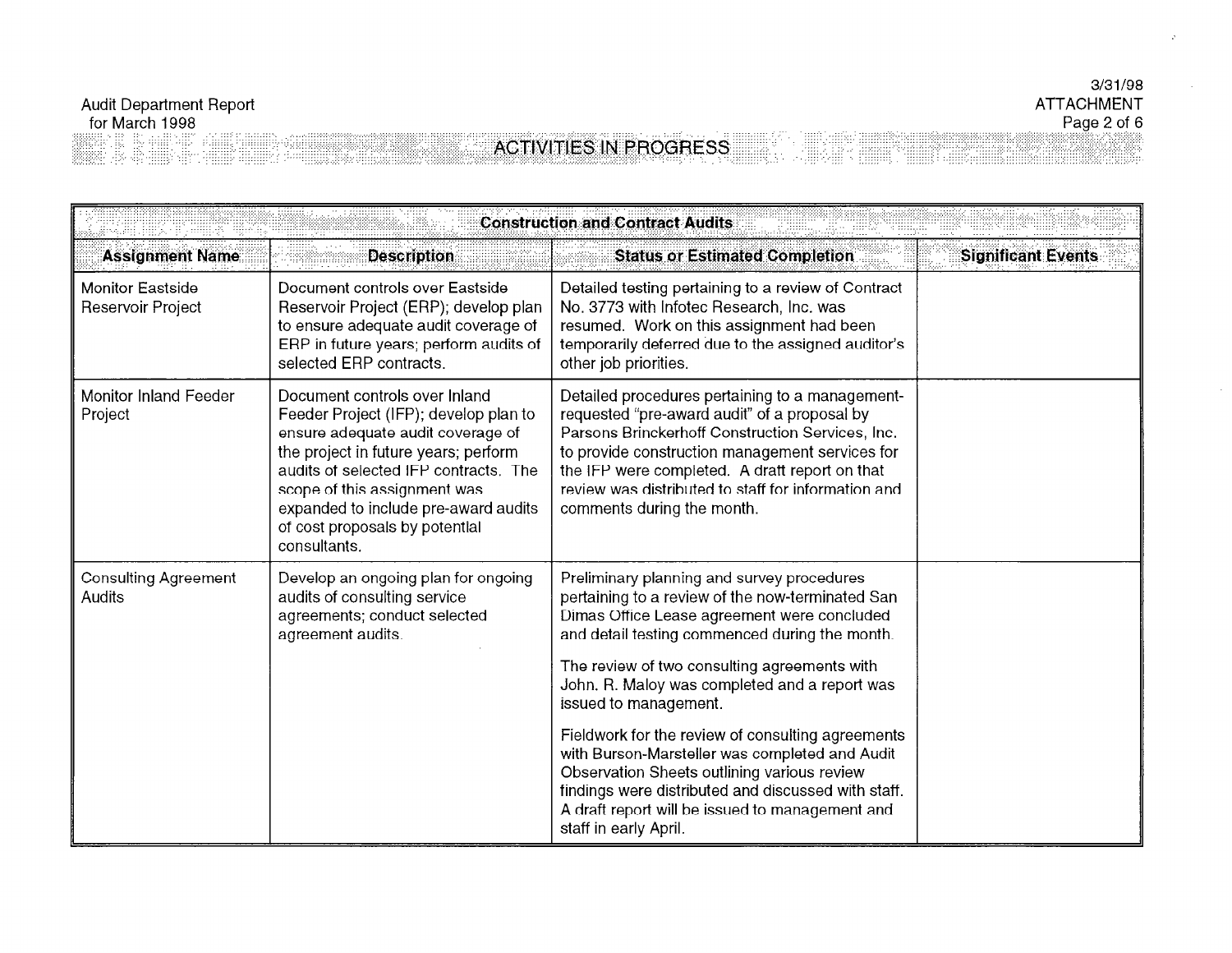Audit Department Report
for March 1998

3/31/98
ATTACHMENT

## ACTIVITIES IN PROGRESS

| Construction and Contract Audits | | | |
|---|---|---|---|
| **Assignment Name** | **Description** | **Status or Estimated Completion** | **Significant Events** |
| Monitor Eastside Reservoir Project | Document controls over Eastside Reservoir Project (ERP); develop plan to ensure adequate audit coverage of ERP in future years; perform audits of selected ERP contracts. | Detailed testing pertaining to a review of Contract No. 3773 with Infotec Research, Inc. was resumed. Work on this assignment had been temporarily deferred due to the assigned auditor's other job priorities. | |
| Monitor Inland Feeder Project | Document controls over Inland Feeder Project (IFP); develop plan to ensure adequate audit coverage of the project in future years; perform audits of selected IFP contracts. The scope of this assignment was expanded to include pre-award audits of cost proposals by potential consultants. | Detailed procedures pertaining to a management-requested "pre-award audit" of a proposal by Parsons Brinckerhoff Construction Services, Inc. to provide construction management services for the IFP were completed. A draft report on that review was distributed to staff for information and comments during the month. | |
| Consulting Agreement Audits | Develop an ongoing plan for ongoing audits of consulting service agreements; conduct selected agreement audits. | Preliminary planning and survey procedures pertaining to a review of the now-terminated San Dimas Office Lease agreement were concluded and detail testing commenced during the month.<br><br>The review of two consulting agreements with John. R. Maloy was completed and a report was issued to management.<br><br>Fieldwork for the review of consulting agreements with Burson-Marsteller was completed and Audit Observation Sheets outlining various review findings were distributed and discussed with staff. A draft report will be issued to management and staff in early April. | |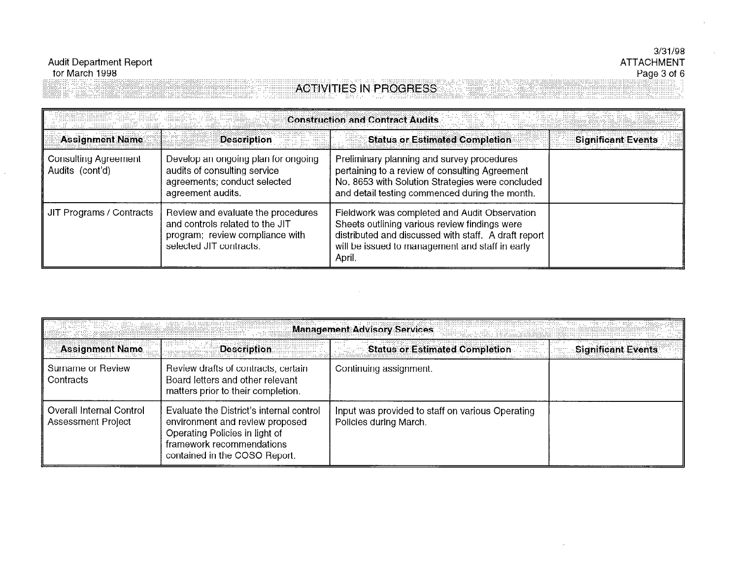## ACTIVITIES IN PROGRESS

| Construction and Contract Audits | | | |
|---|---|---|---|
| **Assignment Name** | **Description** | **Status or Estimated Completion** | **Significant Events** |
| Consulting Agreement Audits (cont'd) | Develop an ongoing plan for ongoing audits of consulting service agreements; conduct selected agreement audits. | Preliminary planning and survey procedures pertaining to a review of consulting Agreement No. 8653 with Solution Strategies were concluded and detail testing commenced during the month. | |
| JIT Programs / Contracts | Review and evaluate the procedures and controls related to the JIT program; review compliance with selected JIT contracts. | Fieldwork was completed and Audit Observation Sheets outlining various review findings were distributed and discussed with staff. A draft report will be issued to management and staff in early April. | |

| Management Advisory Services | | | |
|---|---|---|---|
| **Assignment Name** | **Description** | **Status or Estimated Completion** | **Significant Events** |
| Surname or Review Contracts | Review drafts of contracts, certain Board letters and other relevant matters prior to their completion. | Continuing assignment. | |
| Overall Internal Control Assessment Project | Evaluate the District's internal control environment and review proposed Operating Policies in light of framework recommendations contained in the COSO Report. | Input was provided to staff on various Operating Policies during March. | |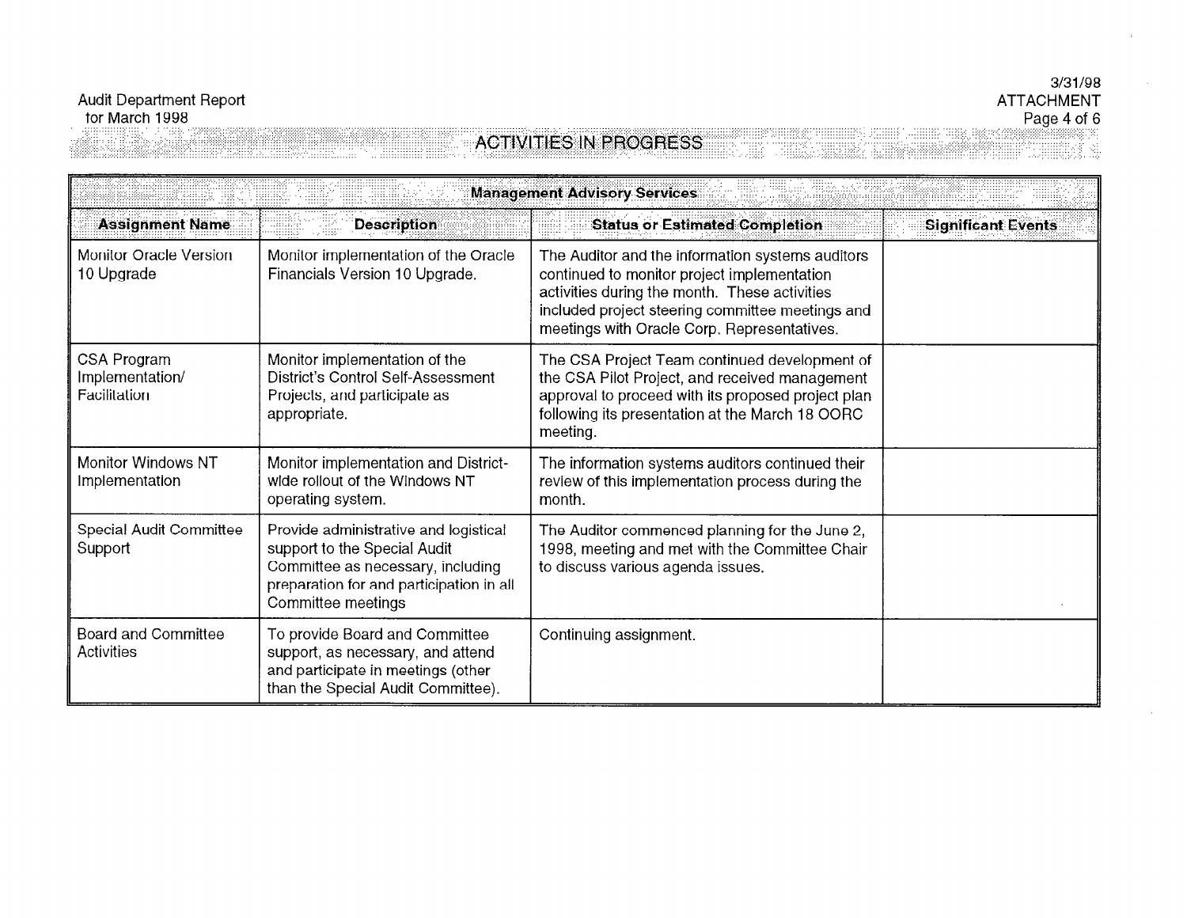## ACTIVITIES IN PROGRESS

| Management Advisory Services | | | |
|---|---|---|---|
| **Assignment Name** | **Description** | **Status or Estimated Completion** | **Significant Events** |
| Monitor Oracle Version 10 Upgrade | Monitor implementation of the Oracle Financials Version 10 Upgrade. | The Auditor and the information systems auditors continued to monitor project implementation activities during the month. These activities included project steering committee meetings and meetings with Oracle Corp. Representatives. | |
| CSA Program Implementation/ Facilitation | Monitor implementation of the District's Control Self-Assessment Projects, and participate as appropriate. | The CSA Project Team continued development of the CSA Pilot Project, and received management approval to proceed with its proposed project plan following its presentation at the March 18 OORC meeting. | |
| Monitor Windows NT Implementation | Monitor implementation and District-wide rollout of the Windows NT operating system. | The information systems auditors continued their review of this implementation process during the month. | |
| Special Audit Committee Support | Provide administrative and logistical support to the Special Audit Committee as necessary, including preparation for and participation in all Committee meetings | The Auditor commenced planning for the June 2, 1998, meeting and met with the Committee Chair to discuss various agenda issues. | |
| Board and Committee Activities | To provide Board and Committee support, as necessary, and attend and participate in meetings (other than the Special Audit Committee). | Continuing assignment. | |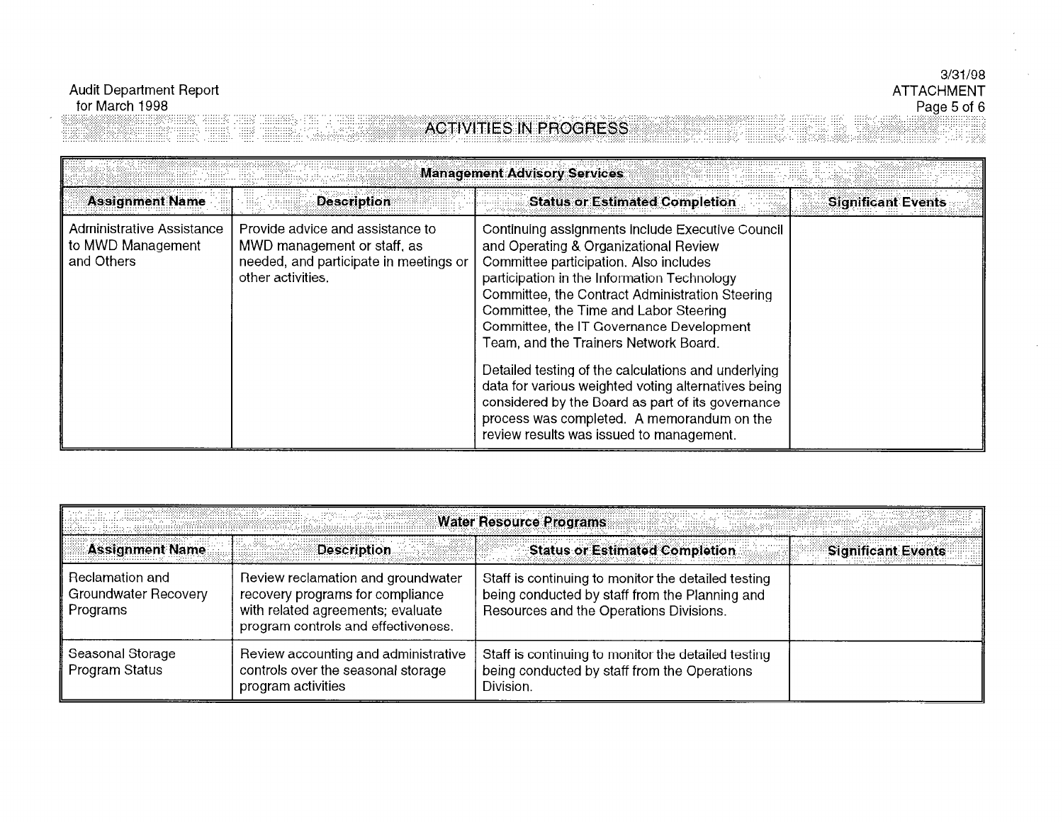Audit Department Report
for March 1998

3/31/98
ATTACHMENT

## ACTIVITIES IN PROGRESS

| Management Advisory Services | | | |
|---|---|---|---|
| **Assignment Name** | **Description** | **Status or Estimated Completion** | **Significant Events** |
| Administrative Assistance to MWD Management and Others | Provide advice and assistance to MWD management or staff, as needed, and participate in meetings or other activities. | Continuing assignments include Executive Council and Operating & Organizational Review Committee participation. Also includes participation in the Information Technology Committee, the Contract Administration Steering Committee, the Time and Labor Steering Committee, the IT Governance Development Team, and the Trainers Network Board.<br><br>Detailed testing of the calculations and underlying data for various weighted voting alternatives being considered by the Board as part of its governance process was completed. A memorandum on the review results was issued to management. | |

| Water Resource Programs | | | |
|---|---|---|---|
| **Assignment Name** | **Description** | **Status or Estimated Completion** | **Significant Events** |
| Reclamation and Groundwater Recovery Programs | Review reclamation and groundwater recovery programs for compliance with related agreements; evaluate program controls and effectiveness. | Staff is continuing to monitor the detailed testing being conducted by staff from the Planning and Resources and the Operations Divisions. | |
| Seasonal Storage Program Status | Review accounting and administrative controls over the seasonal storage program activities | Staff is continuing to monitor the detailed testing being conducted by staff from the Operations Division. | |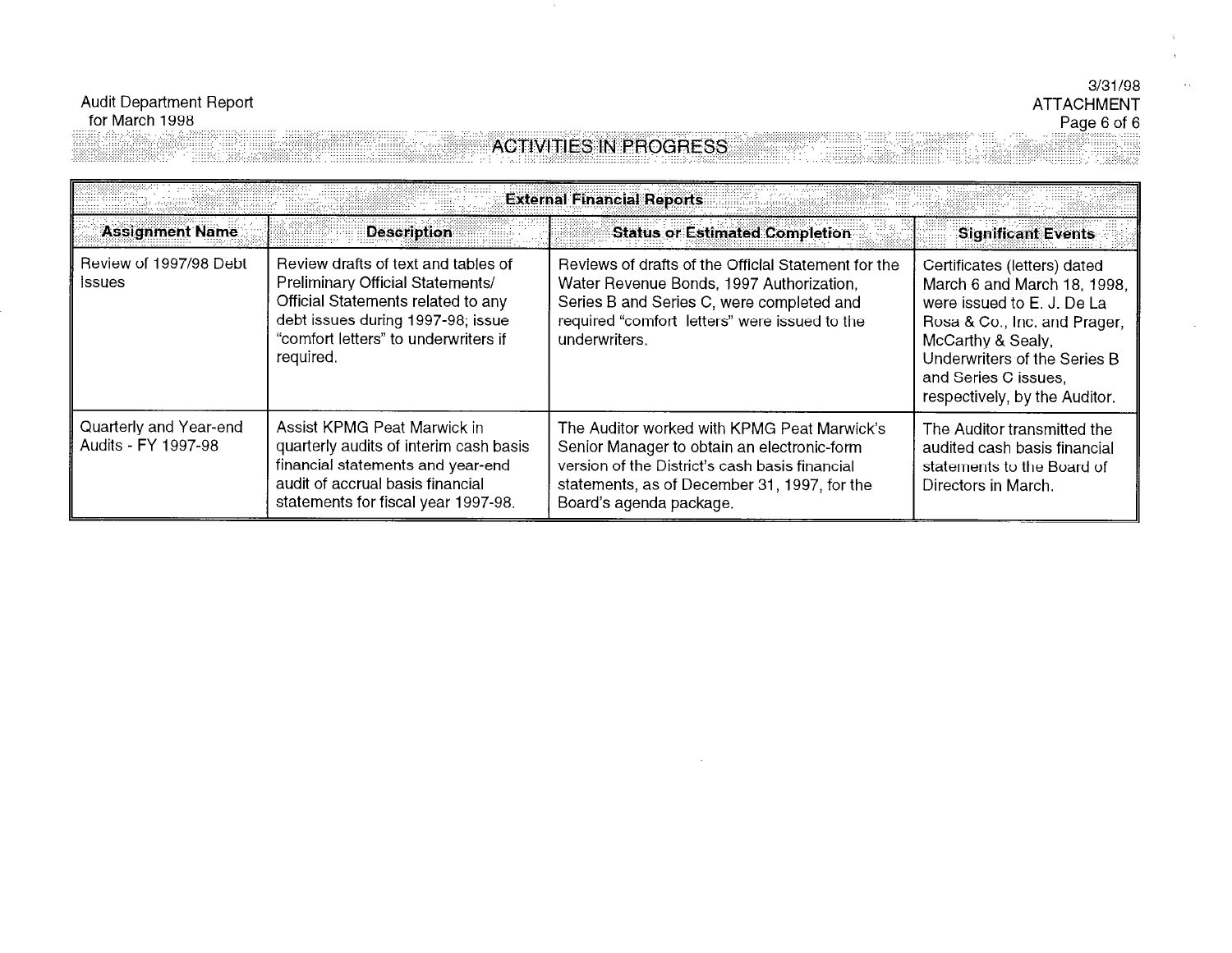## ACTIVITIES IN PROGRESS

| External Financial Reports | | | |
|---|---|---|---|
| **Assignment Name** | **Description** | **Status or Estimated Completion** | **Significant Events** |
| Review of 1997/98 Debt Issues | Review drafts of text and tables of Preliminary Official Statements/ Official Statements related to any debt issues during 1997-98; issue "comfort letters" to underwriters if required. | Reviews of drafts of the Official Statement for the Water Revenue Bonds, 1997 Authorization, Series B and Series C, were completed and required "comfort letters" were issued to the underwriters. | Certificates (letters) dated March 6 and March 18, 1998, were issued to E. J. De La Rosa & Co., Inc. and Prager, McCarthy & Sealy, Underwriters of the Series B and Series C issues, respectively, by the Auditor. |
| Quarterly and Year-end Audits - FY 1997-98 | Assist KPMG Peat Marwick in quarterly audits of interim cash basis financial statements and year-end audit of accrual basis financial statements for fiscal year 1997-98. | The Auditor worked with KPMG Peat Marwick's Senior Manager to obtain an electronic-form version of the District's cash basis financial statements, as of December 31, 1997, for the Board's agenda package. | The Auditor transmitted the audited cash basis financial statements to the Board of Directors in March. |